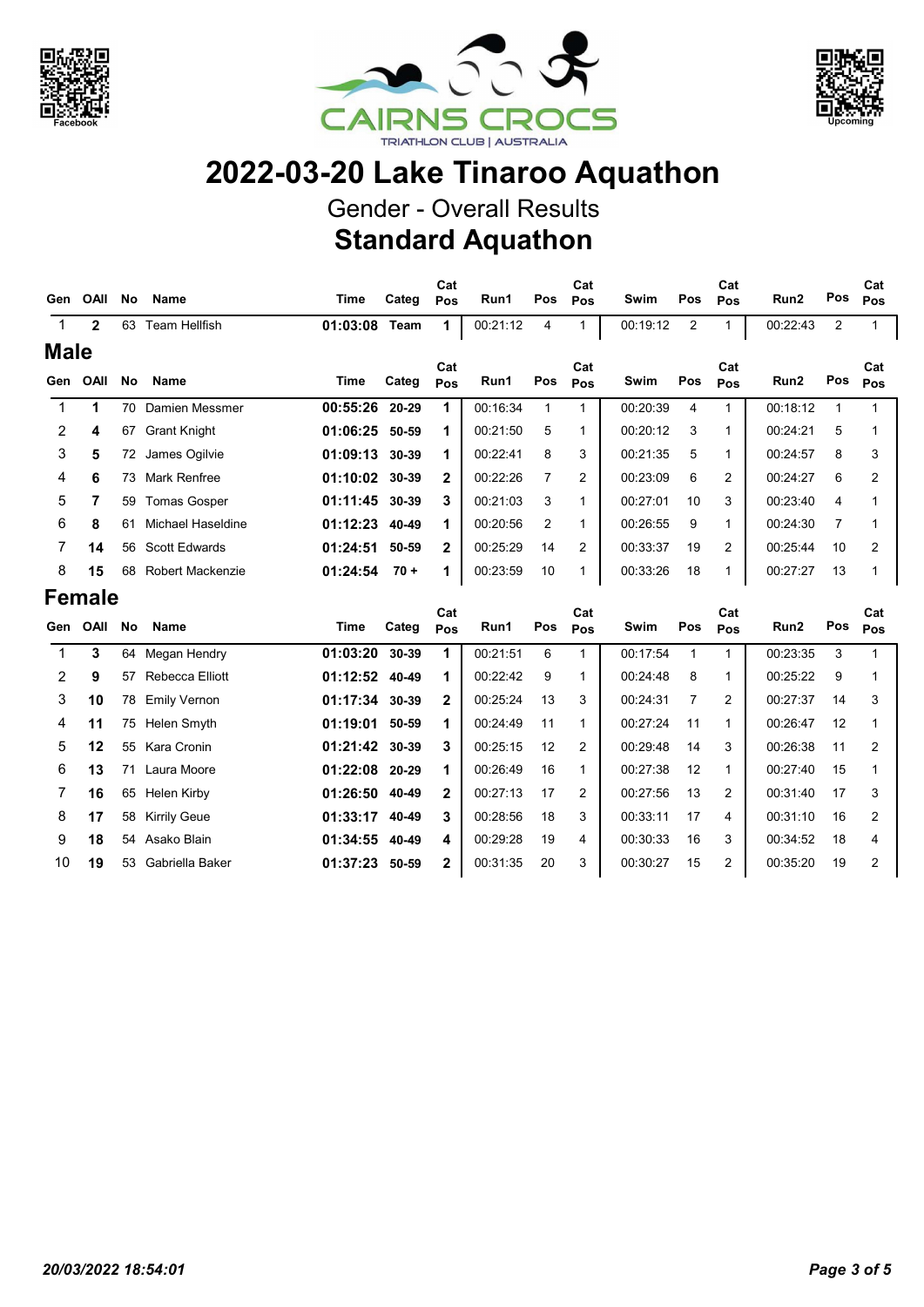# 2022-03-20 Lake Tinaroo Aquathon

## Gender - Overall Results

## Standard Aquathon

| Gen | OAll | No | Name | Time | Categ | Cat Pos | Run1 | Pos | Cat Pos | Swim | Pos | Cat Pos | Run2 | Pos | Cat Pos |
|---|---|---|---|---|---|---|---|---|---|---|---|---|---|---|---|
| 1 | **2** | 63 | Team Hellfish | **01:03:08** | **Team** | **1** | 00:21:12 | 4 | 1 | 00:19:12 | 2 | 1 | 00:22:43 | 2 | 1 |

## Male

| Gen | OAll | No | Name | Time | Categ | Cat Pos | Run1 | Pos | Cat Pos | Swim | Pos | Cat Pos | Run2 | Pos | Cat Pos |
|---|---|---|---|---|---|---|---|---|---|---|---|---|---|---|---|
| 1 | **1** | 70 | Damien Messmer | **00:55:26** | **20-29** | **1** | 00:16:34 | 1 | 1 | 00:20:39 | 4 | 1 | 00:18:12 | 1 | 1 |
| 2 | **4** | 67 | Grant Knight | **01:06:25** | **50-59** | **1** | 00:21:50 | 5 | 1 | 00:20:12 | 3 | 1 | 00:24:21 | 5 | 1 |
| 3 | **5** | 72 | James Ogilvie | **01:09:13** | **30-39** | **1** | 00:22:41 | 8 | 3 | 00:21:35 | 5 | 1 | 00:24:57 | 8 | 3 |
| 4 | **6** | 73 | Mark Renfree | **01:10:02** | **30-39** | **2** | 00:22:26 | 7 | 2 | 00:23:09 | 6 | 2 | 00:24:27 | 6 | 2 |
| 5 | **7** | 59 | Tomas Gosper | **01:11:45** | **30-39** | **3** | 00:21:03 | 3 | 1 | 00:27:01 | 10 | 3 | 00:23:40 | 4 | 1 |
| 6 | **8** | 61 | Michael Haseldine | **01:12:23** | **40-49** | **1** | 00:20:56 | 2 | 1 | 00:26:55 | 9 | 1 | 00:24:30 | 7 | 1 |
| 7 | **14** | 56 | Scott Edwards | **01:24:51** | **50-59** | **2** | 00:25:29 | 14 | 2 | 00:33:37 | 19 | 2 | 00:25:44 | 10 | 2 |
| 8 | **15** | 68 | Robert Mackenzie | **01:24:54** | **70 +** | **1** | 00:23:59 | 10 | 1 | 00:33:26 | 18 | 1 | 00:27:27 | 13 | 1 |

## Female

| Gen | OAll | No | Name | Time | Categ | Cat Pos | Run1 | Pos | Cat Pos | Swim | Pos | Cat Pos | Run2 | Pos | Cat Pos |
|---|---|---|---|---|---|---|---|---|---|---|---|---|---|---|---|
| 1 | **3** | 64 | Megan Hendry | **01:03:20** | **30-39** | **1** | 00:21:51 | 6 | 1 | 00:17:54 | 1 | 1 | 00:23:35 | 3 | 1 |
| 2 | **9** | 57 | Rebecca Elliott | **01:12:52** | **40-49** | **1** | 00:22:42 | 9 | 1 | 00:24:48 | 8 | 1 | 00:25:22 | 9 | 1 |
| 3 | **10** | 78 | Emily Vernon | **01:17:34** | **30-39** | **2** | 00:25:24 | 13 | 3 | 00:24:31 | 7 | 2 | 00:27:37 | 14 | 3 |
| 4 | **11** | 75 | Helen Smyth | **01:19:01** | **50-59** | **1** | 00:24:49 | 11 | 1 | 00:27:24 | 11 | 1 | 00:26:47 | 12 | 1 |
| 5 | **12** | 55 | Kara Cronin | **01:21:42** | **30-39** | **3** | 00:25:15 | 12 | 2 | 00:29:48 | 14 | 3 | 00:26:38 | 11 | 2 |
| 6 | **13** | 71 | Laura Moore | **01:22:08** | **20-29** | **1** | 00:26:49 | 16 | 1 | 00:27:38 | 12 | 1 | 00:27:40 | 15 | 1 |
| 7 | **16** | 65 | Helen Kirby | **01:26:50** | **40-49** | **2** | 00:27:13 | 17 | 2 | 00:27:56 | 13 | 2 | 00:31:40 | 17 | 3 |
| 8 | **17** | 58 | Kirrily Geue | **01:33:17** | **40-49** | **3** | 00:28:56 | 18 | 3 | 00:33:11 | 17 | 4 | 00:31:10 | 16 | 2 |
| 9 | **18** | 54 | Asako Blain | **01:34:55** | **40-49** | **4** | 00:29:28 | 19 | 4 | 00:30:33 | 16 | 3 | 00:34:52 | 18 | 4 |
| 10 | **19** | 53 | Gabriella Baker | **01:37:23** | **50-59** | **2** | 00:31:35 | 20 | 3 | 00:30:27 | 15 | 2 | 00:35:20 | 19 | 2 |

*20/03/2022 18:54:01*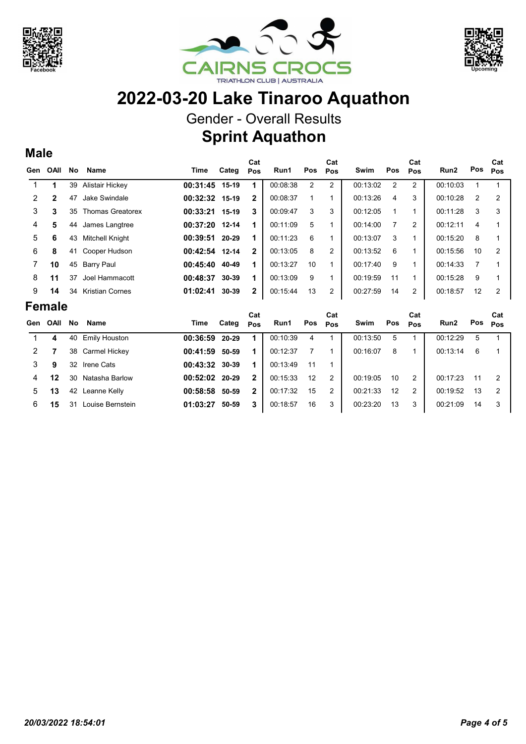CAIRNS CROCS
TRIATHLON CLUB | AUSTRALIA

# 2022-03-20 Lake Tinaroo Aquathon

## Gender - Overall Results

## Sprint Aquathon

### Male

| Gen | OAll | No | Name | Time | Categ | Cat Pos | Run1 | Pos | Cat Pos | Swim | Pos | Cat Pos | Run2 | Pos | Cat Pos |
|---|---|---|---|---|---|---|---|---|---|---|---|---|---|---|---|
| 1 | **1** | 39 | Alistair Hickey | **00:31:45** | **15-19** | **1** | 00:08:38 | 2 | 2 | 00:13:02 | 2 | 2 | 00:10:03 | 1 | 1 |
| 2 | **2** | 47 | Jake Swindale | **00:32:32** | **15-19** | **2** | 00:08:37 | 1 | 1 | 00:13:26 | 4 | 3 | 00:10:28 | 2 | 2 |
| 3 | **3** | 35 | Thomas Greatorex | **00:33:21** | **15-19** | **3** | 00:09:47 | 3 | 3 | 00:12:05 | 1 | 1 | 00:11:28 | 3 | 3 |
| 4 | **5** | 44 | James Langtree | **00:37:20** | **12-14** | **1** | 00:11:09 | 5 | 1 | 00:14:00 | 7 | 2 | 00:12:11 | 4 | 1 |
| 5 | **6** | 43 | Mitchell Knight | **00:39:51** | **20-29** | **1** | 00:11:23 | 6 | 1 | 00:13:07 | 3 | 1 | 00:15:20 | 8 | 1 |
| 6 | **8** | 41 | Cooper Hudson | **00:42:54** | **12-14** | **2** | 00:13:05 | 8 | 2 | 00:13:52 | 6 | 1 | 00:15:56 | 10 | 2 |
| 7 | **10** | 45 | Barry Paul | **00:45:40** | **40-49** | **1** | 00:13:27 | 10 | 1 | 00:17:40 | 9 | 1 | 00:14:33 | 7 | 1 |
| 8 | **11** | 37 | Joel Hammacott | **00:48:37** | **30-39** | **1** | 00:13:09 | 9 | 1 | 00:19:59 | 11 | 1 | 00:15:28 | 9 | 1 |
| 9 | **14** | 34 | Kristian Cornes | **01:02:41** | **30-39** | **2** | 00:15:44 | 13 | 2 | 00:27:59 | 14 | 2 | 00:18:57 | 12 | 2 |

### Female

| Gen | OAll | No | Name | Time | Categ | Cat Pos | Run1 | Pos | Cat Pos | Swim | Pos | Cat Pos | Run2 | Pos | Cat Pos |
|---|---|---|---|---|---|---|---|---|---|---|---|---|---|---|---|
| 1 | **4** | 40 | Emily Houston | **00:36:59** | **20-29** | **1** | 00:10:39 | 4 | 1 | 00:13:50 | 5 | 1 | 00:12:29 | 5 | 1 |
| 2 | **7** | 38 | Carmel Hickey | **00:41:59** | **50-59** | **1** | 00:12:37 | 7 | 1 | 00:16:07 | 8 | 1 | 00:13:14 | 6 | 1 |
| 3 | **9** | 32 | Irene Cats | **00:43:32** | **30-39** | **1** | 00:13:49 | 11 | 1 | | | | | | |
| 4 | **12** | 30 | Natasha Barlow | **00:52:02** | **20-29** | **2** | 00:15:33 | 12 | 2 | 00:19:05 | 10 | 2 | 00:17:23 | 11 | 2 |
| 5 | **13** | 42 | Leanne Kelly | **00:58:58** | **50-59** | **2** | 00:17:32 | 15 | 2 | 00:21:33 | 12 | 2 | 00:19:52 | 13 | 2 |
| 6 | **15** | 31 | Louise Bernstein | **01:03:27** | **50-59** | **3** | 00:18:57 | 16 | 3 | 00:23:20 | 13 | 3 | 00:21:09 | 14 | 3 |

*20/03/2022 18:54:01*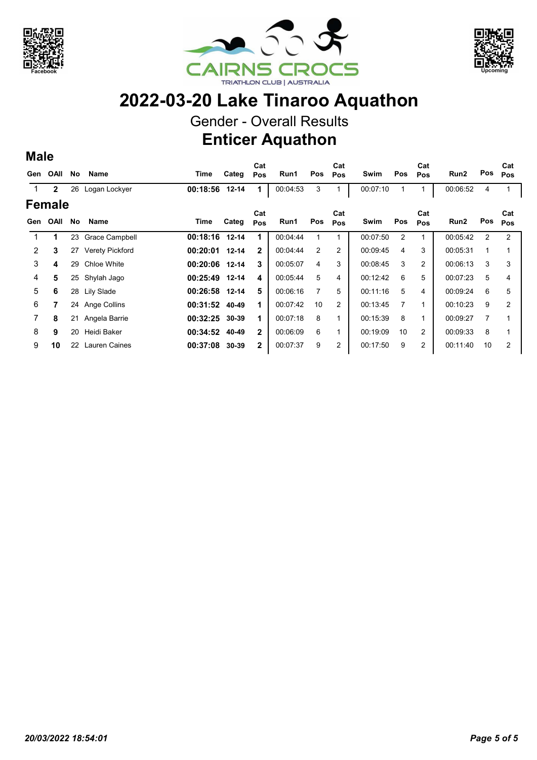# 2022-03-20 Lake Tinaroo Aquathon

## Gender - Overall Results

## Enticer Aquathon

### Male

| Gen | OAll | No | Name | Time | Categ | Cat Pos | Run1 | Pos | Cat Pos | Swim | Pos | Cat Pos | Run2 | Pos | Cat Pos |
|---|---|---|---|---|---|---|---|---|---|---|---|---|---|---|---|
| 1 | **2** | 26 | Logan Lockyer | **00:18:56** | **12-14** | **1** | 00:04:53 | 3 | 1 | 00:07:10 | 1 | 1 | 00:06:52 | 4 | 1 |

### Female

| Gen | OAll | No | Name | Time | Categ | Cat Pos | Run1 | Pos | Cat Pos | Swim | Pos | Cat Pos | Run2 | Pos | Cat Pos |
|---|---|---|---|---|---|---|---|---|---|---|---|---|---|---|---|
| 1 | **1** | 23 | Grace Campbell | **00:18:16** | **12-14** | **1** | 00:04:44 | 1 | 1 | 00:07:50 | 2 | 1 | 00:05:42 | 2 | 2 |
| 2 | **3** | 27 | Verety Pickford | **00:20:01** | **12-14** | **2** | 00:04:44 | 2 | 2 | 00:09:45 | 4 | 3 | 00:05:31 | 1 | 1 |
| 3 | **4** | 29 | Chloe White | **00:20:06** | **12-14** | **3** | 00:05:07 | 4 | 3 | 00:08:45 | 3 | 2 | 00:06:13 | 3 | 3 |
| 4 | **5** | 25 | Shylah Jago | **00:25:49** | **12-14** | **4** | 00:05:44 | 5 | 4 | 00:12:42 | 6 | 5 | 00:07:23 | 5 | 4 |
| 5 | **6** | 28 | Lily Slade | **00:26:58** | **12-14** | **5** | 00:06:16 | 7 | 5 | 00:11:16 | 5 | 4 | 00:09:24 | 6 | 5 |
| 6 | **7** | 24 | Ange Collins | **00:31:52** | **40-49** | **1** | 00:07:42 | 10 | 2 | 00:13:45 | 7 | 1 | 00:10:23 | 9 | 2 |
| 7 | **8** | 21 | Angela Barrie | **00:32:25** | **30-39** | **1** | 00:07:18 | 8 | 1 | 00:15:39 | 8 | 1 | 00:09:27 | 7 | 1 |
| 8 | **9** | 20 | Heidi Baker | **00:34:52** | **40-49** | **2** | 00:06:09 | 6 | 1 | 00:19:09 | 10 | 2 | 00:09:33 | 8 | 1 |
| 9 | **10** | 22 | Lauren Caines | **00:37:08** | **30-39** | **2** | 00:07:37 | 9 | 2 | 00:17:50 | 9 | 2 | 00:11:40 | 10 | 2 |